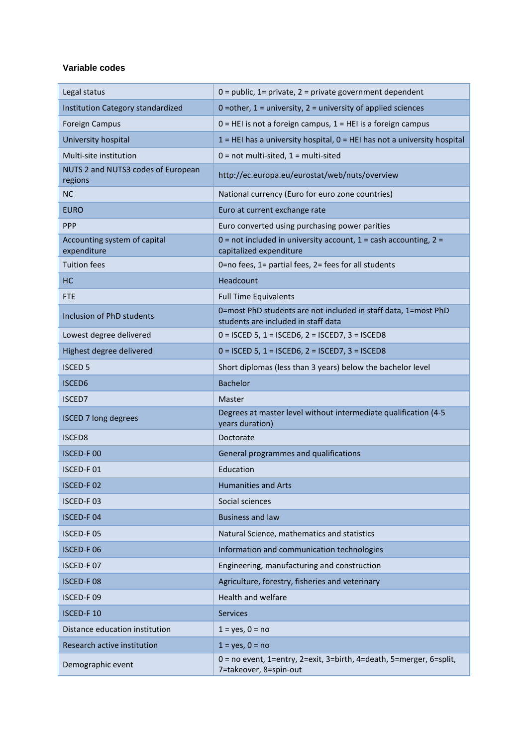### Variable codes

| | |
|---|---|
| Legal status | 0 = public, 1= private, 2 = private government dependent |
| Institution Category standardized | 0 =other, 1 = university, 2 = university of applied sciences |
| Foreign Campus | 0 = HEI is not a foreign campus, 1 = HEI is a foreign campus |
| University hospital | 1 = HEI has a university hospital, 0 = HEI has not a university hospital |
| Multi-site institution | 0 = not multi-sited, 1 = multi-sited |
| NUTS 2 and NUTS3 codes of European regions | http://ec.europa.eu/eurostat/web/nuts/overview |
| NC | National currency (Euro for euro zone countries) |
| EURO | Euro at current exchange rate |
| PPP | Euro converted using purchasing power parities |
| Accounting system of capital expenditure | 0 = not included in university account, 1 = cash accounting, 2 = capitalized expenditure |
| Tuition fees | 0=no fees, 1= partial fees, 2= fees for all students |
| HC | Headcount |
| FTE | Full Time Equivalents |
| Inclusion of PhD students | 0=most PhD students are not included in staff data, 1=most PhD students are included in staff data |
| Lowest degree delivered | 0 = ISCED 5, 1 = ISCED6, 2 = ISCED7, 3 = ISCED8 |
| Highest degree delivered | 0 = ISCED 5, 1 = ISCED6, 2 = ISCED7, 3 = ISCED8 |
| ISCED 5 | Short diplomas (less than 3 years) below the bachelor level |
| ISCED6 | Bachelor |
| ISCED7 | Master |
| ISCED 7 long degrees | Degrees at master level without intermediate qualification (4-5 years duration) |
| ISCED8 | Doctorate |
| ISCED-F 00 | General programmes and qualifications |
| ISCED-F 01 | Education |
| ISCED-F 02 | Humanities and Arts |
| ISCED-F 03 | Social sciences |
| ISCED-F 04 | Business and law |
| ISCED-F 05 | Natural Science, mathematics and statistics |
| ISCED-F 06 | Information and communication technologies |
| ISCED-F 07 | Engineering, manufacturing and construction |
| ISCED-F 08 | Agriculture, forestry, fisheries and veterinary |
| ISCED-F 09 | Health and welfare |
| ISCED-F 10 | Services |
| Distance education institution | 1 = yes, 0 = no |
| Research active institution | 1 = yes, 0 = no |
| Demographic event | 0 = no event, 1=entry, 2=exit, 3=birth, 4=death, 5=merger, 6=split, 7=takeover, 8=spin-out |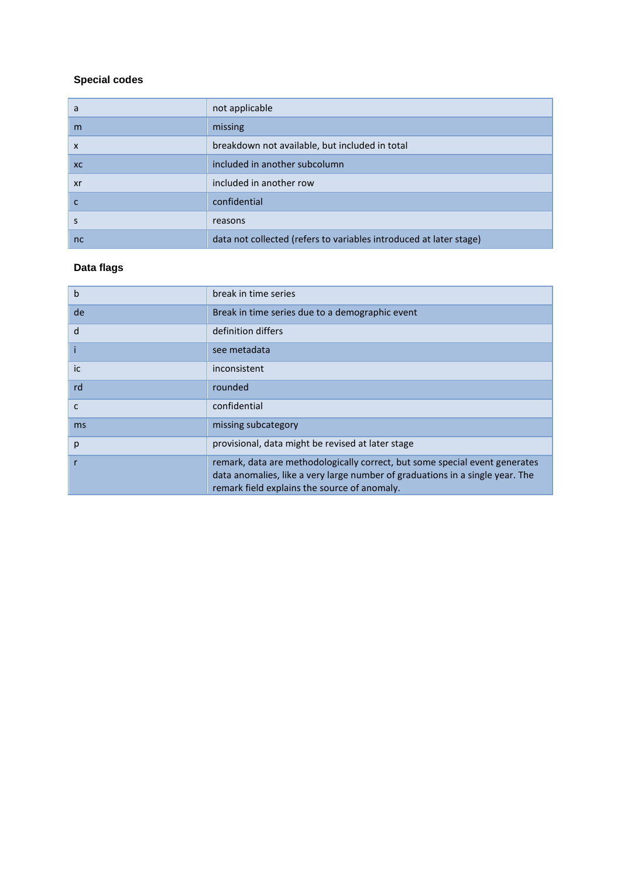### Special codes

| | |
|---|---|
| a | not applicable |
| m | missing |
| x | breakdown not available, but included in total |
| xc | included in another subcolumn |
| xr | included in another row |
| c | confidential |
| s | reasons |
| nc | data not collected (refers to variables introduced at later stage) |

### Data flags

| | |
|---|---|
| b | break in time series |
| de | Break in time series due to a demographic event |
| d | definition differs |
| i | see metadata |
| ic | inconsistent |
| rd | rounded |
| c | confidential |
| ms | missing subcategory |
| p | provisional, data might be revised at later stage |
| r | remark, data are methodologically correct, but some special event generates data anomalies, like a very large number of graduations in a single year. The remark field explains the source of anomaly. |